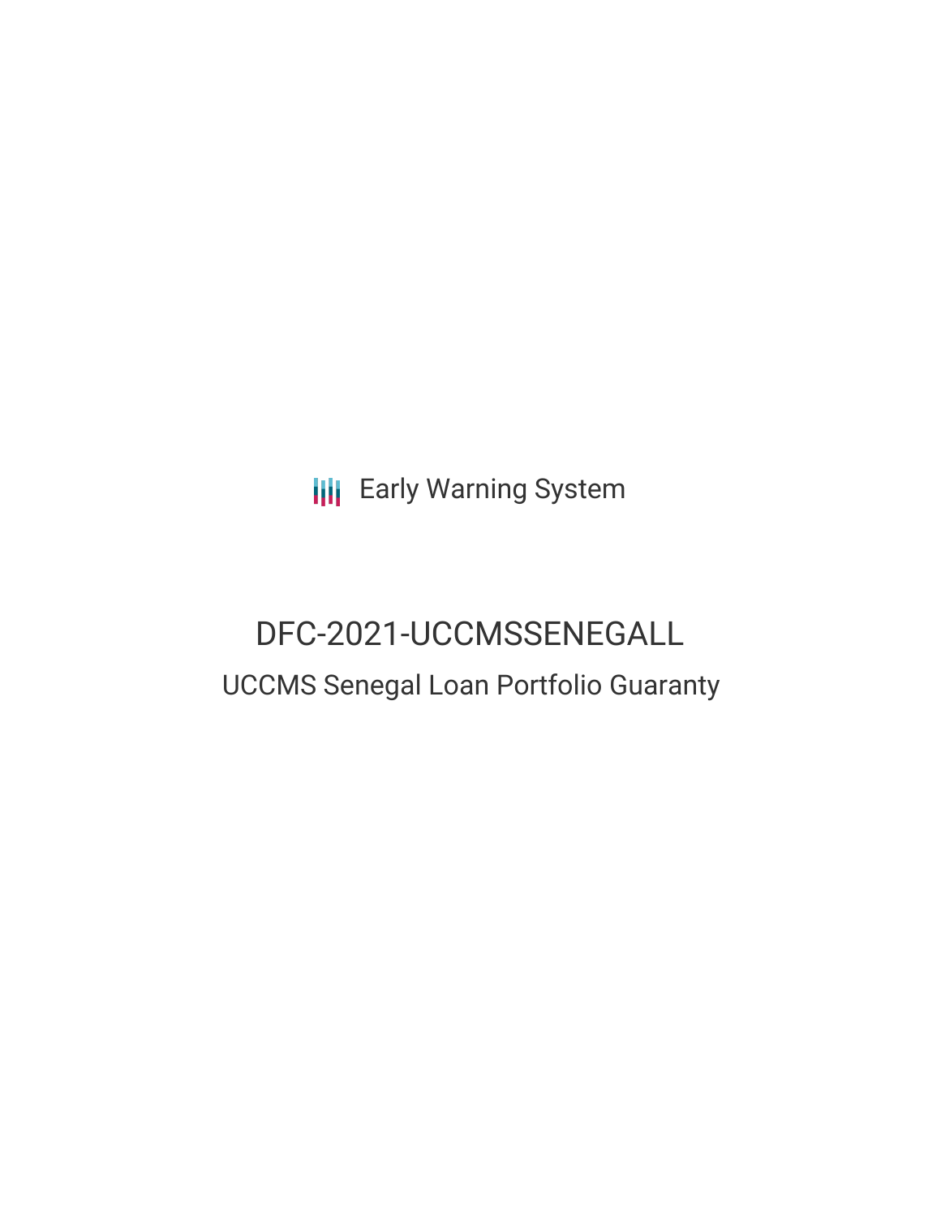Early Warning System

# DFC-2021-UCCMSSENEGALL

## UCCMS Senegal Loan Portfolio Guaranty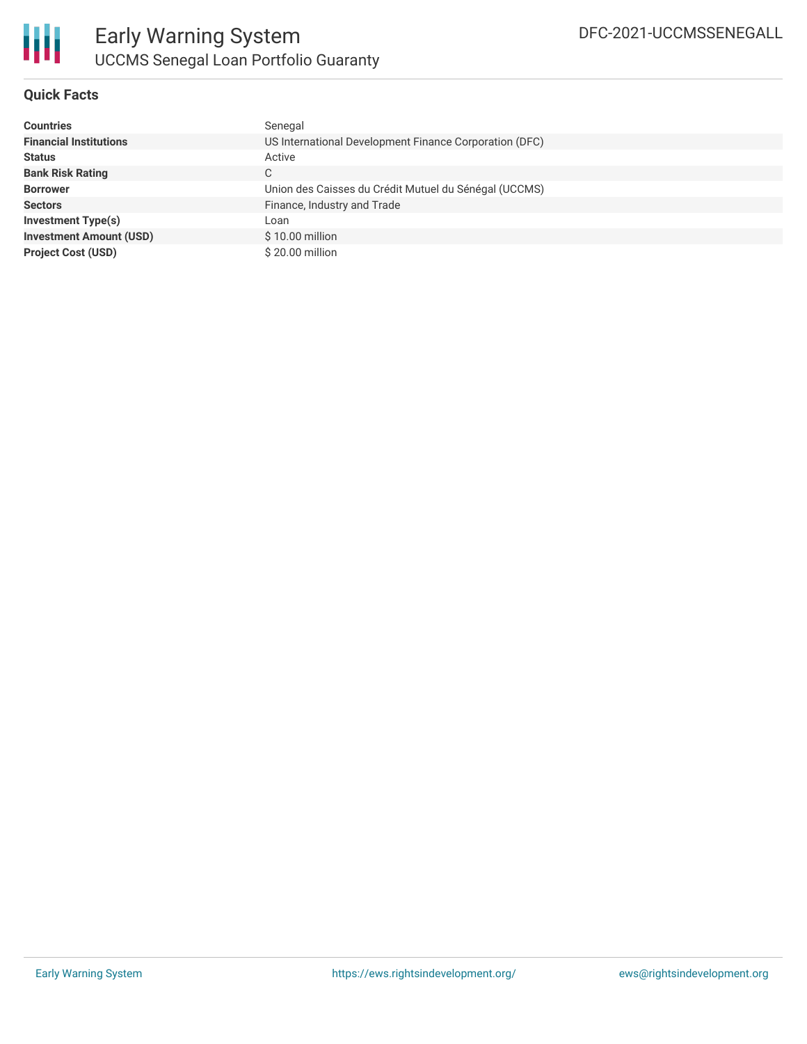# Early Warning System

## UCCMS Senegal Loan Portfolio Guaranty

DFC-2021-UCCMSSENEGALL

### Quick Facts

| | |
|---|---|
| **Countries** | Senegal |
| **Financial Institutions** | US International Development Finance Corporation (DFC) |
| **Status** | Active |
| **Bank Risk Rating** | C |
| **Borrower** | Union des Caisses du Crédit Mutuel du Sénégal (UCCMS) |
| **Sectors** | Finance, Industry and Trade |
| **Investment Type(s)** | Loan |
| **Investment Amount (USD)** | $ 10.00 million |
| **Project Cost (USD)** | $ 20.00 million |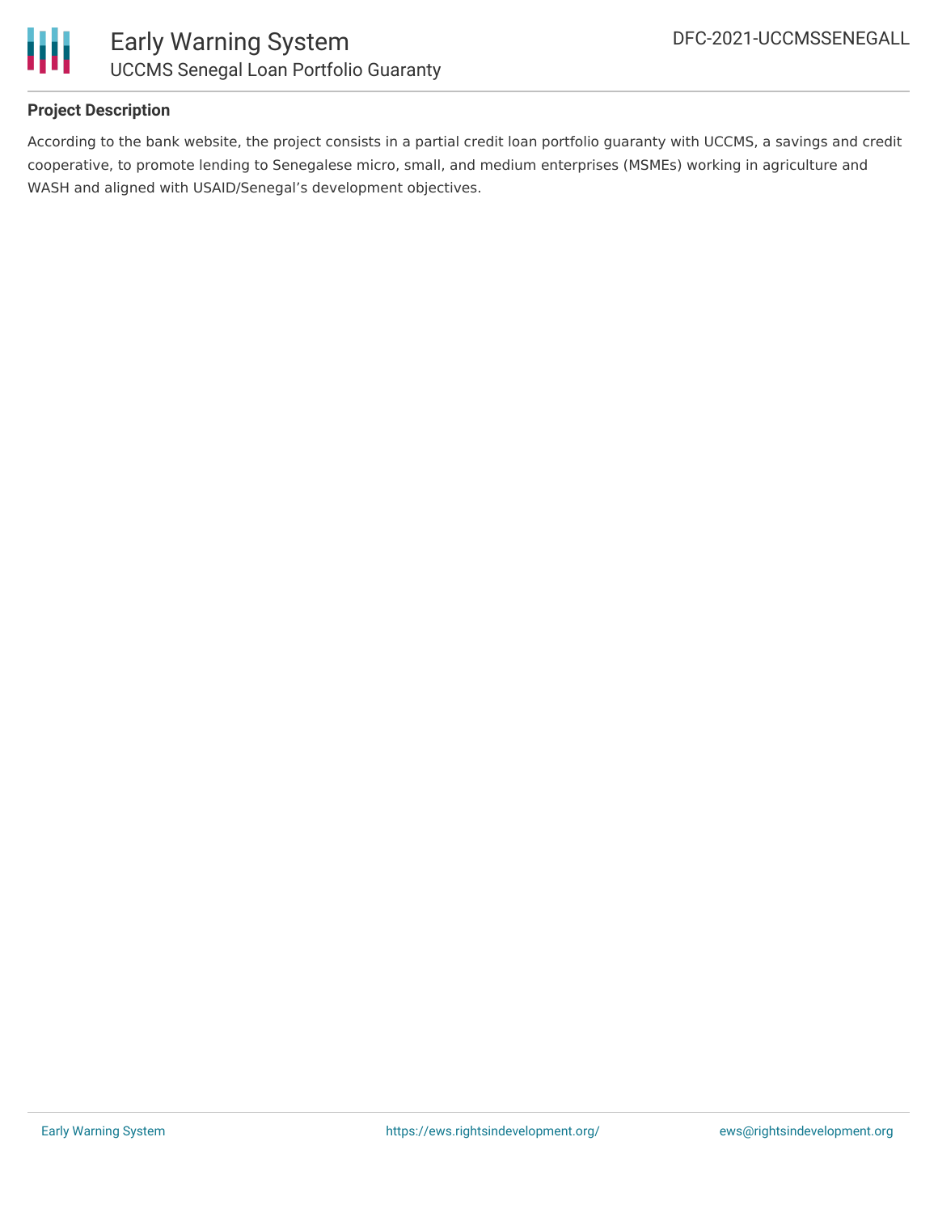**Project Description**

According to the bank website, the project consists in a partial credit loan portfolio guaranty with UCCMS, a savings and credit cooperative, to promote lending to Senegalese micro, small, and medium enterprises (MSMEs) working in agriculture and WASH and aligned with USAID/Senegal's development objectives.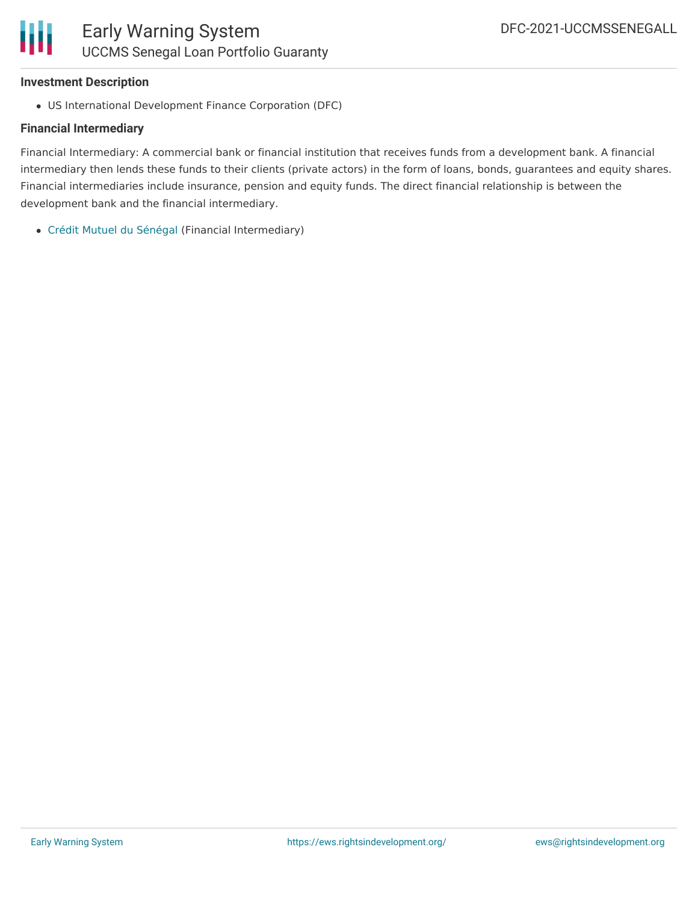### Investment Description

- US International Development Finance Corporation (DFC)

### Financial Intermediary

Financial Intermediary: A commercial bank or financial institution that receives funds from a development bank. A financial intermediary then lends these funds to their clients (private actors) in the form of loans, bonds, guarantees and equity shares. Financial intermediaries include insurance, pension and equity funds. The direct financial relationship is between the development bank and the financial intermediary.

- Crédit Mutuel du Sénégal (Financial Intermediary)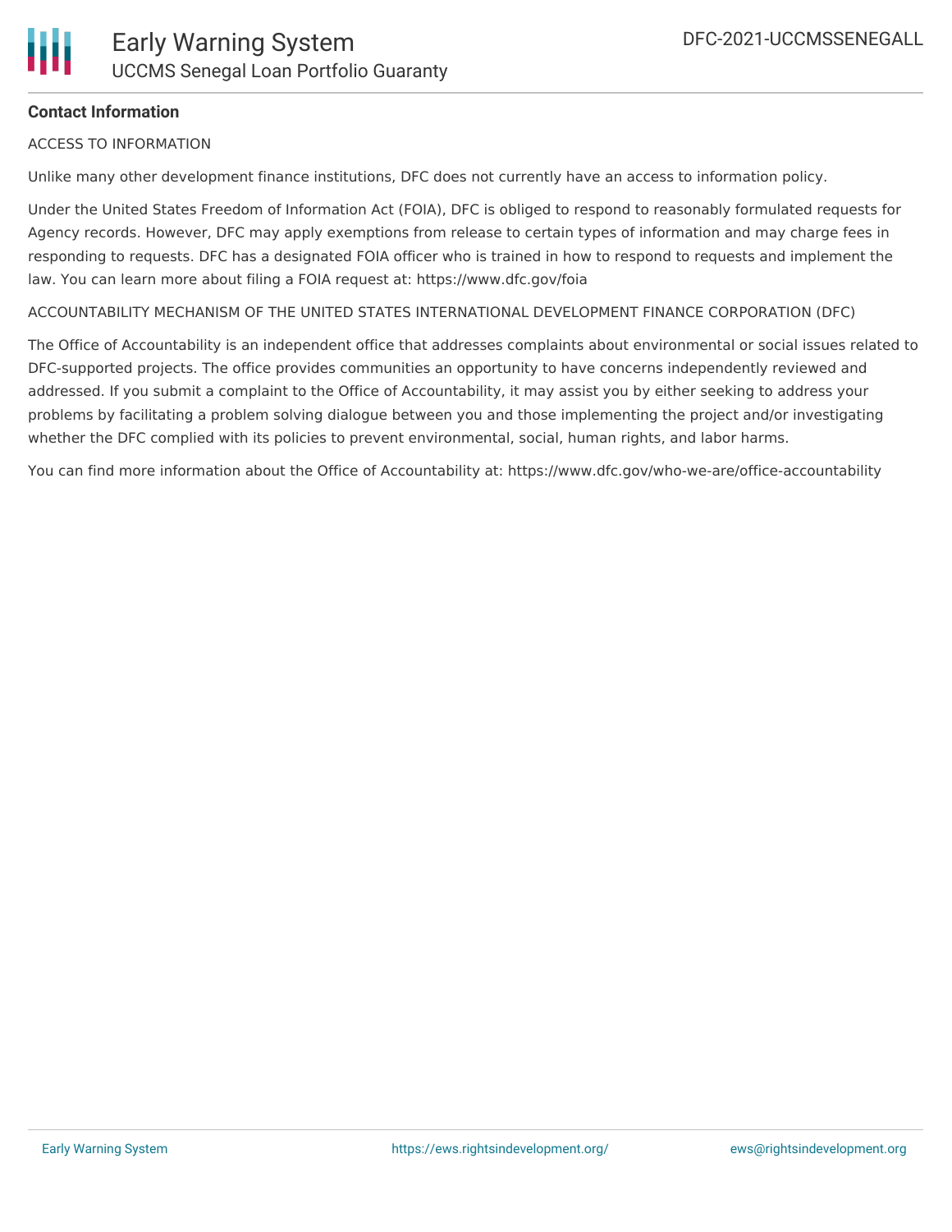**Contact Information**

ACCESS TO INFORMATION

Unlike many other development finance institutions, DFC does not currently have an access to information policy.

Under the United States Freedom of Information Act (FOIA), DFC is obliged to respond to reasonably formulated requests for Agency records. However, DFC may apply exemptions from release to certain types of information and may charge fees in responding to requests. DFC has a designated FOIA officer who is trained in how to respond to requests and implement the law. You can learn more about filing a FOIA request at: https://www.dfc.gov/foia

ACCOUNTABILITY MECHANISM OF THE UNITED STATES INTERNATIONAL DEVELOPMENT FINANCE CORPORATION (DFC)

The Office of Accountability is an independent office that addresses complaints about environmental or social issues related to DFC-supported projects. The office provides communities an opportunity to have concerns independently reviewed and addressed. If you submit a complaint to the Office of Accountability, it may assist you by either seeking to address your problems by facilitating a problem solving dialogue between you and those implementing the project and/or investigating whether the DFC complied with its policies to prevent environmental, social, human rights, and labor harms.

You can find more information about the Office of Accountability at: https://www.dfc.gov/who-we-are/office-accountability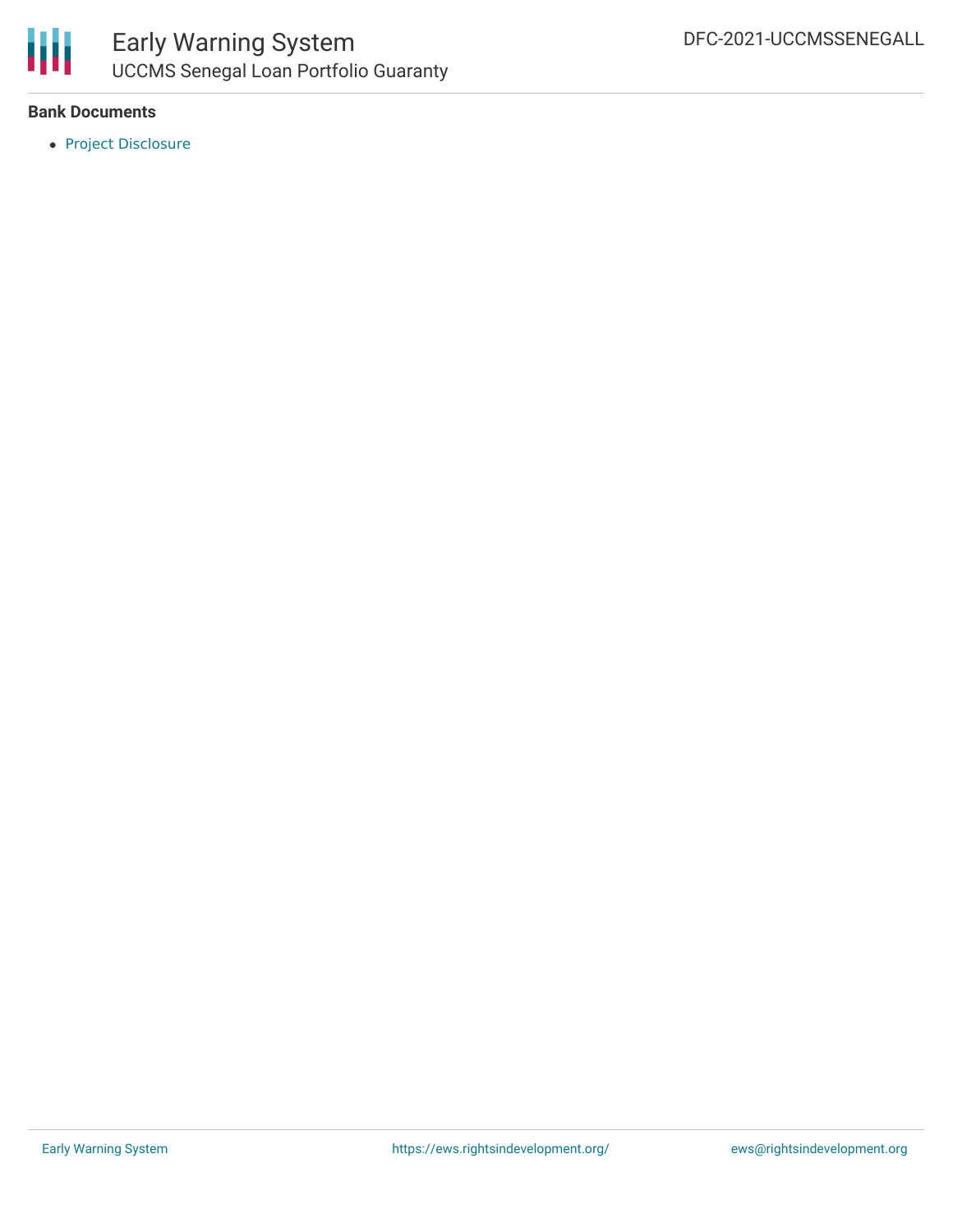**Bank Documents**

- Project Disclosure